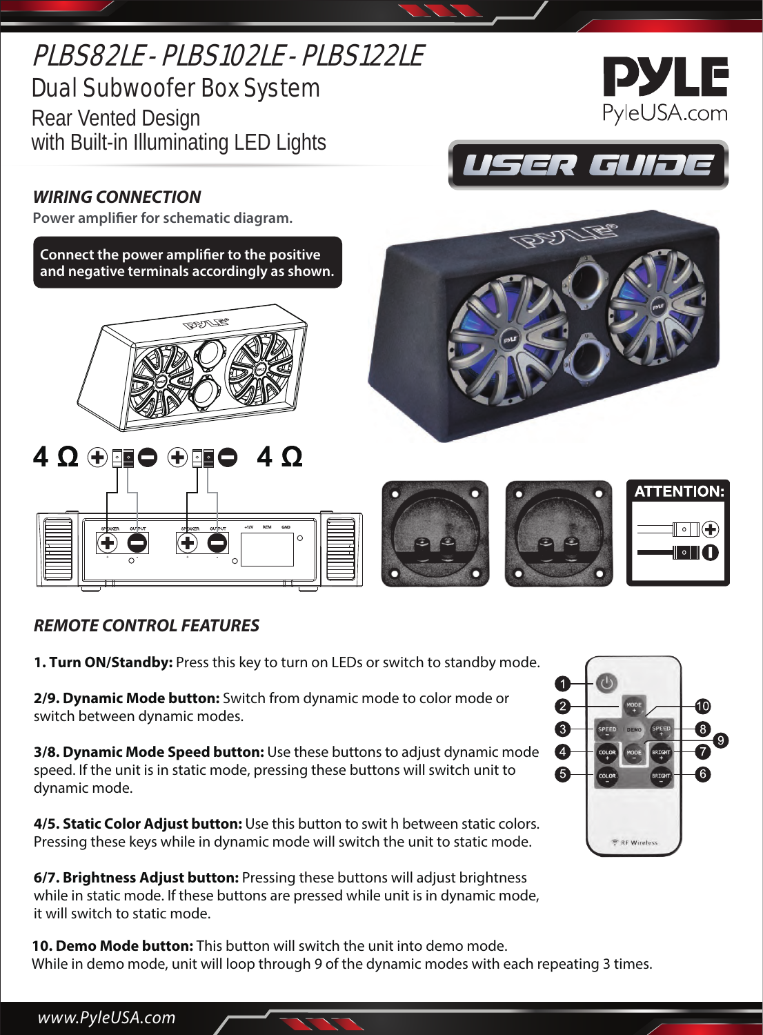# PLBS82LE - PLBS102LE - PLBS122LE

## Dual Subwoofer Box System

Rear Vented Design
with Built-in Illuminating LED Lights

PYLE
PyleUSA.com

USER GUIDE

## WIRING CONNECTION

**Power amplifier for schematic diagram.**

**Connect the power amplifier to the positive and negative terminals accordingly as shown.**

4 Ω

4 Ω

SPEAKER OUTPUT

SPEAKER OUTPUT

+12V REM GND

ATTENTION:

## REMOTE CONTROL FEATURES

**1. Turn ON/Standby:** Press this key to turn on LEDs or switch to standby mode.

**2/9. Dynamic Mode button:** Switch from dynamic mode to color mode or switch between dynamic modes.

**3/8. Dynamic Mode Speed button:** Use these buttons to adjust dynamic mode speed. If the unit is in static mode, pressing these buttons will switch unit to dynamic mode.

**4/5. Static Color Adjust button:** Use this button to swit h between static colors. Pressing these keys while in dynamic mode will switch the unit to static mode.

**6/7. Brightness Adjust button:** Pressing these buttons will adjust brightness while in static mode. If these buttons are pressed while unit is in dynamic mode, it will switch to static mode.

**10. Demo Mode button:** This button will switch the unit into demo mode.
While in demo mode, unit will loop through 9 of the dynamic modes with each repeating 3 times.

1 2 3 4 5 6 7 8 9 10

MODE +

SPEED − DEMO SPEED +

COLOR + MODE − BRIGHT +

COLOR − BRIGHT −

RF Wireless

www.PyleUSA.com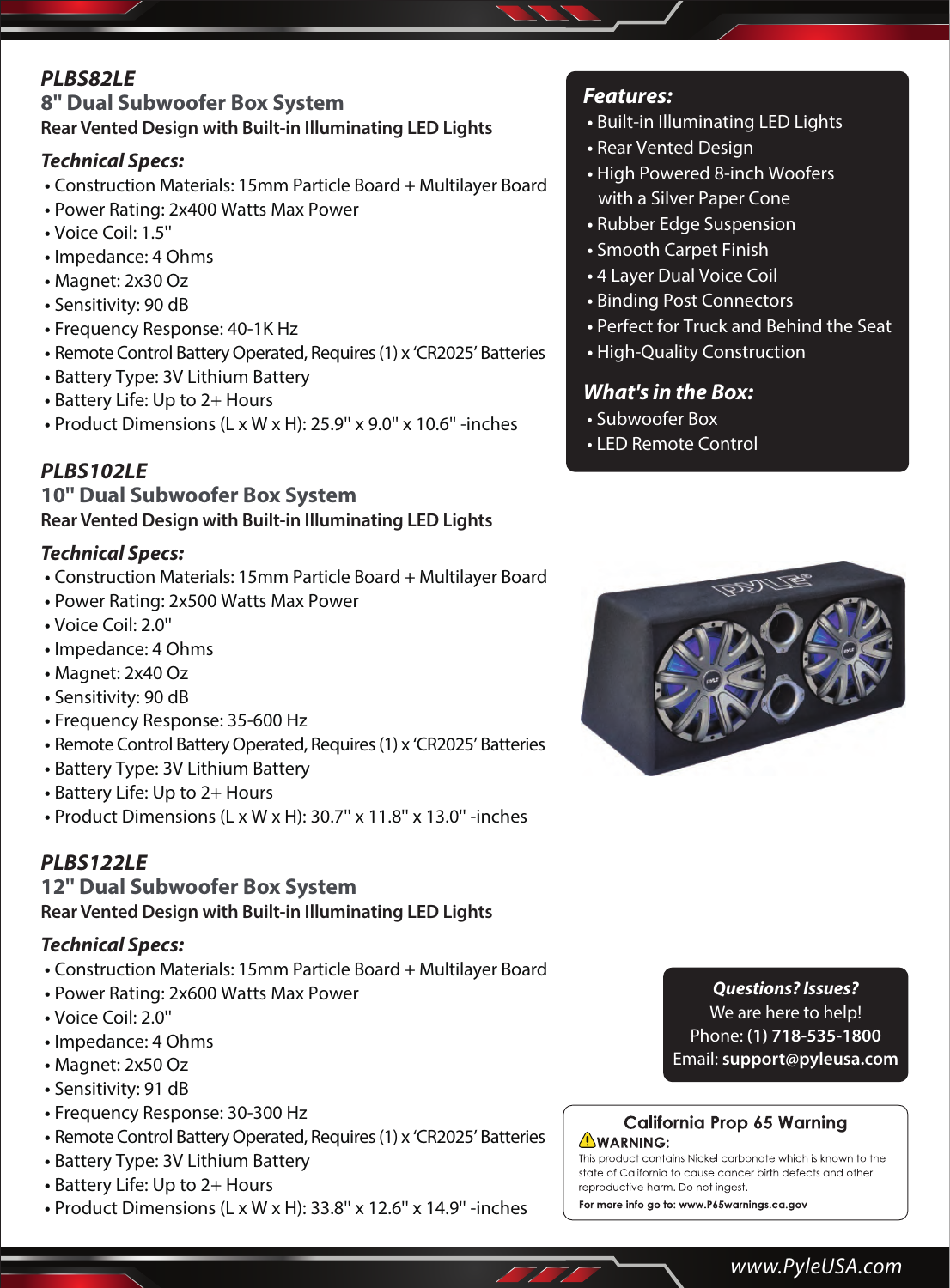## *PLBS82LE*

### 8" Dual Subwoofer Box System

**Rear Vented Design with Built-in Illuminating LED Lights**

***Technical Specs:***

- Construction Materials: 15mm Particle Board + Multilayer Board
- Power Rating: 2x400 Watts Max Power
- Voice Coil: 1.5"
- Impedance: 4 Ohms
- Magnet: 2x30 Oz
- Sensitivity: 90 dB
- Frequency Response: 40-1K Hz
- Remote Control Battery Operated, Requires (1) x 'CR2025' Batteries
- Battery Type: 3V Lithium Battery
- Battery Life: Up to 2+ Hours
- Product Dimensions (L x W x H): 25.9" x 9.0" x 10.6" -inches

## *PLBS102LE*

### 10" Dual Subwoofer Box System

**Rear Vented Design with Built-in Illuminating LED Lights**

***Technical Specs:***

- Construction Materials: 15mm Particle Board + Multilayer Board
- Power Rating: 2x500 Watts Max Power
- Voice Coil: 2.0"
- Impedance: 4 Ohms
- Magnet: 2x40 Oz
- Sensitivity: 90 dB
- Frequency Response: 35-600 Hz
- Remote Control Battery Operated, Requires (1) x 'CR2025' Batteries
- Battery Type: 3V Lithium Battery
- Battery Life: Up to 2+ Hours
- Product Dimensions (L x W x H): 30.7" x 11.8" x 13.0" -inches

## *PLBS122LE*

### 12" Dual Subwoofer Box System

**Rear Vented Design with Built-in Illuminating LED Lights**

***Technical Specs:***

- Construction Materials: 15mm Particle Board + Multilayer Board
- Power Rating: 2x600 Watts Max Power
- Voice Coil: 2.0"
- Impedance: 4 Ohms
- Magnet: 2x50 Oz
- Sensitivity: 91 dB
- Frequency Response: 30-300 Hz
- Remote Control Battery Operated, Requires (1) x 'CR2025' Batteries
- Battery Type: 3V Lithium Battery
- Battery Life: Up to 2+ Hours
- Product Dimensions (L x W x H): 33.8" x 12.6" x 14.9" -inches

***Features:***

- Built-in Illuminating LED Lights
- Rear Vented Design
- High Powered 8-inch Woofers with a Silver Paper Cone
- Rubber Edge Suspension
- Smooth Carpet Finish
- 4 Layer Dual Voice Coil
- Binding Post Connectors
- Perfect for Truck and Behind the Seat
- High-Quality Construction

***What's in the Box:***

- Subwoofer Box
- LED Remote Control

***Questions? Issues?***
We are here to help!
Phone: **(1) 718-535-1800**
Email: **support@pyleusa.com**

**California Prop 65 Warning**

⚠**WARNING:**
This product contains Nickel carbonate which is known to the state of California to cause cancer birth defects and other reproductive harm. Do not ingest.

**For more info go to: www.P65warnings.ca.gov**

www.PyleUSA.com